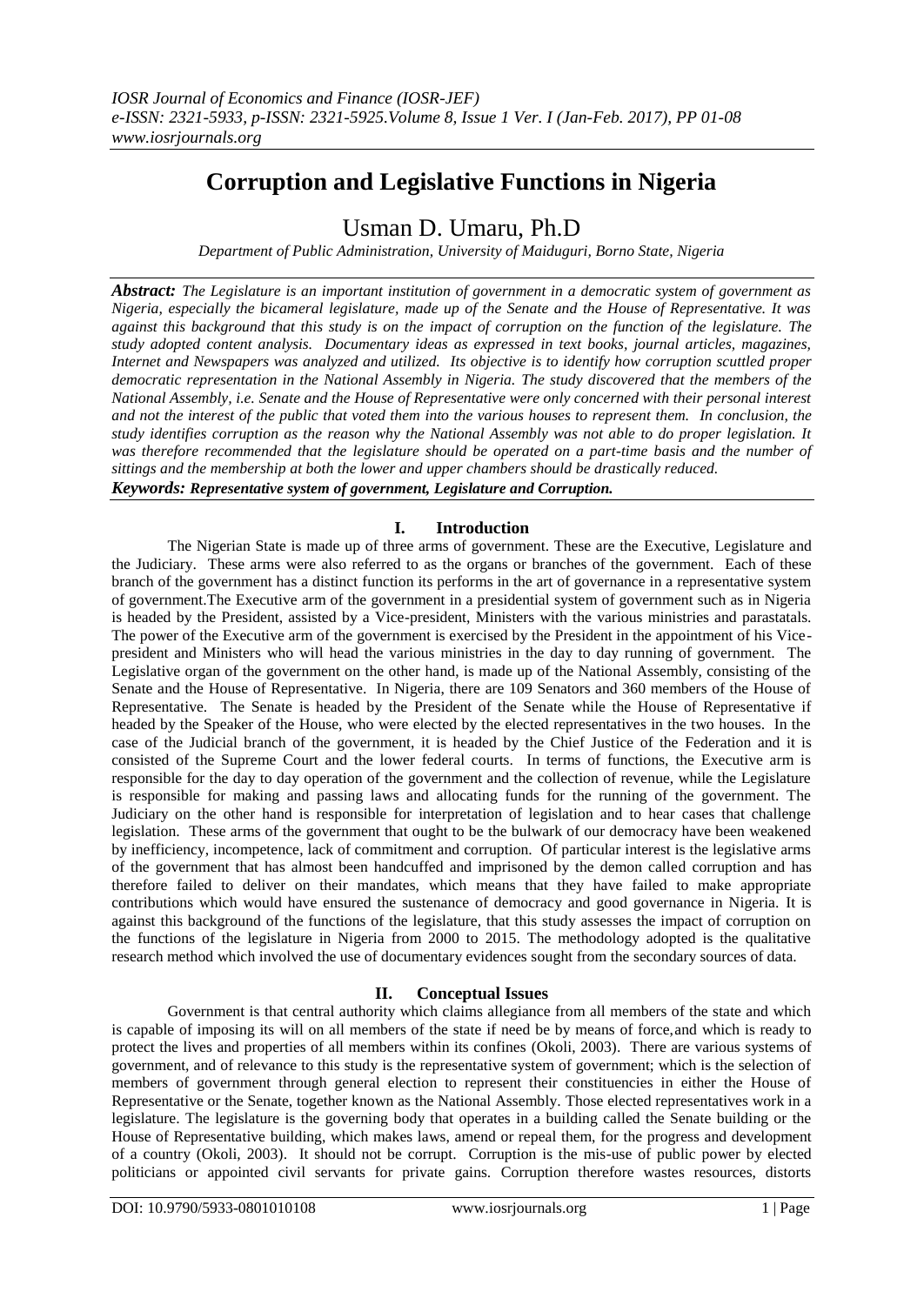# Corruption and Legislative Functions in Nigeria

## Usman D. Umaru, Ph.D

*Department of Public Administration, University of Maiduguri, Borno State, Nigeria*

***Abstract:*** *The Legislature is an important institution of government in a democratic system of government as Nigeria, especially the bicameral legislature, made up of the Senate and the House of Representative. It was against this background that this study is on the impact of corruption on the function of the legislature. The study adopted content analysis. Documentary ideas as expressed in text books, journal articles, magazines, Internet and Newspapers was analyzed and utilized. Its objective is to identify how corruption scuttled proper democratic representation in the National Assembly in Nigeria. The study discovered that the members of the National Assembly, i.e. Senate and the House of Representative were only concerned with their personal interest and not the interest of the public that voted them into the various houses to represent them. In conclusion, the study identifies corruption as the reason why the National Assembly was not able to do proper legislation. It was therefore recommended that the legislature should be operated on a part-time basis and the number of sittings and the membership at both the lower and upper chambers should be drastically reduced.*

***Keywords: Representative system of government, Legislature and Corruption.***

## I. Introduction

The Nigerian State is made up of three arms of government. These are the Executive, Legislature and the Judiciary. These arms were also referred to as the organs or branches of the government. Each of these branch of the government has a distinct function its performs in the art of governance in a representative system of government.The Executive arm of the government in a presidential system of government such as in Nigeria is headed by the President, assisted by a Vice-president, Ministers with the various ministries and parastatals. The power of the Executive arm of the government is exercised by the President in the appointment of his Vice-president and Ministers who will head the various ministries in the day to day running of government. The Legislative organ of the government on the other hand, is made up of the National Assembly, consisting of the Senate and the House of Representative. In Nigeria, there are 109 Senators and 360 members of the House of Representative. The Senate is headed by the President of the Senate while the House of Representative if headed by the Speaker of the House, who were elected by the elected representatives in the two houses. In the case of the Judicial branch of the government, it is headed by the Chief Justice of the Federation and it is consisted of the Supreme Court and the lower federal courts. In terms of functions, the Executive arm is responsible for the day to day operation of the government and the collection of revenue, while the Legislature is responsible for making and passing laws and allocating funds for the running of the government. The Judiciary on the other hand is responsible for interpretation of legislation and to hear cases that challenge legislation. These arms of the government that ought to be the bulwark of our democracy have been weakened by inefficiency, incompetence, lack of commitment and corruption. Of particular interest is the legislative arms of the government that has almost been handcuffed and imprisoned by the demon called corruption and has therefore failed to deliver on their mandates, which means that they have failed to make appropriate contributions which would have ensured the sustenance of democracy and good governance in Nigeria. It is against this background of the functions of the legislature, that this study assesses the impact of corruption on the functions of the legislature in Nigeria from 2000 to 2015. The methodology adopted is the qualitative research method which involved the use of documentary evidences sought from the secondary sources of data.

## II. Conceptual Issues

Government is that central authority which claims allegiance from all members of the state and which is capable of imposing its will on all members of the state if need be by means of force,and which is ready to protect the lives and properties of all members within its confines (Okoli, 2003). There are various systems of government, and of relevance to this study is the representative system of government; which is the selection of members of government through general election to represent their constituencies in either the House of Representative or the Senate, together known as the National Assembly. Those elected representatives work in a legislature. The legislature is the governing body that operates in a building called the Senate building or the House of Representative building, which makes laws, amend or repeal them, for the progress and development of a country (Okoli, 2003). It should not be corrupt. Corruption is the mis-use of public power by elected politicians or appointed civil servants for private gains. Corruption therefore wastes resources, distorts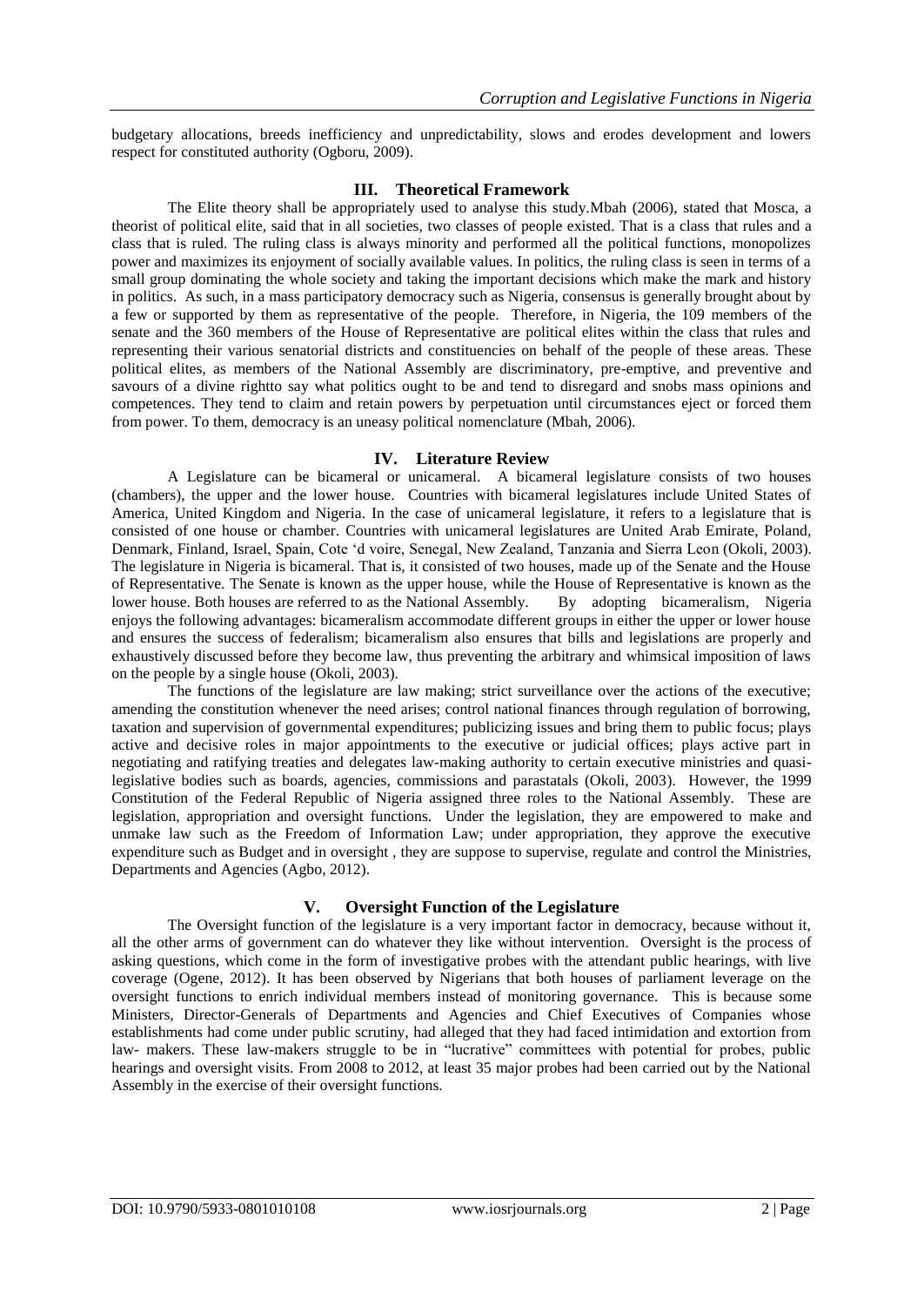budgetary allocations, breeds inefficiency and unpredictability, slows and erodes development and lowers respect for constituted authority (Ogboru, 2009).

## III. Theoretical Framework

The Elite theory shall be appropriately used to analyse this study.Mbah (2006), stated that Mosca, a theorist of political elite, said that in all societies, two classes of people existed. That is a class that rules and a class that is ruled. The ruling class is always minority and performed all the political functions, monopolizes power and maximizes its enjoyment of socially available values. In politics, the ruling class is seen in terms of a small group dominating the whole society and taking the important decisions which make the mark and history in politics. As such, in a mass participatory democracy such as Nigeria, consensus is generally brought about by a few or supported by them as representative of the people. Therefore, in Nigeria, the 109 members of the senate and the 360 members of the House of Representative are political elites within the class that rules and representing their various senatorial districts and constituencies on behalf of the people of these areas. These political elites, as members of the National Assembly are discriminatory, pre-emptive, and preventive and savours of a divine rightto say what politics ought to be and tend to disregard and snobs mass opinions and competences. They tend to claim and retain powers by perpetuation until circumstances eject or forced them from power. To them, democracy is an uneasy political nomenclature (Mbah, 2006).

## IV. Literature Review

A Legislature can be bicameral or unicameral. A bicameral legislature consists of two houses (chambers), the upper and the lower house. Countries with bicameral legislatures include United States of America, United Kingdom and Nigeria. In the case of unicameral legislature, it refers to a legislature that is consisted of one house or chamber. Countries with unicameral legislatures are United Arab Emirate, Poland, Denmark, Finland, Israel, Spain, Cote 'd voire, Senegal, New Zealand, Tanzania and Sierra Leon (Okoli, 2003). The legislature in Nigeria is bicameral. That is, it consisted of two houses, made up of the Senate and the House of Representative. The Senate is known as the upper house, while the House of Representative is known as the lower house. Both houses are referred to as the National Assembly. By adopting bicameralism, Nigeria enjoys the following advantages: bicameralism accommodate different groups in either the upper or lower house and ensures the success of federalism; bicameralism also ensures that bills and legislations are properly and exhaustively discussed before they become law, thus preventing the arbitrary and whimsical imposition of laws on the people by a single house (Okoli, 2003).

The functions of the legislature are law making; strict surveillance over the actions of the executive; amending the constitution whenever the need arises; control national finances through regulation of borrowing, taxation and supervision of governmental expenditures; publicizing issues and bring them to public focus; plays active and decisive roles in major appointments to the executive or judicial offices; plays active part in negotiating and ratifying treaties and delegates law-making authority to certain executive ministries and quasi-legislative bodies such as boards, agencies, commissions and parastatals (Okoli, 2003). However, the 1999 Constitution of the Federal Republic of Nigeria assigned three roles to the National Assembly. These are legislation, appropriation and oversight functions. Under the legislation, they are empowered to make and unmake law such as the Freedom of Information Law; under appropriation, they approve the executive expenditure such as Budget and in oversight , they are suppose to supervise, regulate and control the Ministries, Departments and Agencies (Agbo, 2012).

## V. Oversight Function of the Legislature

The Oversight function of the legislature is a very important factor in democracy, because without it, all the other arms of government can do whatever they like without intervention. Oversight is the process of asking questions, which come in the form of investigative probes with the attendant public hearings, with live coverage (Ogene, 2012). It has been observed by Nigerians that both houses of parliament leverage on the oversight functions to enrich individual members instead of monitoring governance. This is because some Ministers, Director-Generals of Departments and Agencies and Chief Executives of Companies whose establishments had come under public scrutiny, had alleged that they had faced intimidation and extortion from law- makers. These law-makers struggle to be in "lucrative" committees with potential for probes, public hearings and oversight visits. From 2008 to 2012, at least 35 major probes had been carried out by the National Assembly in the exercise of their oversight functions.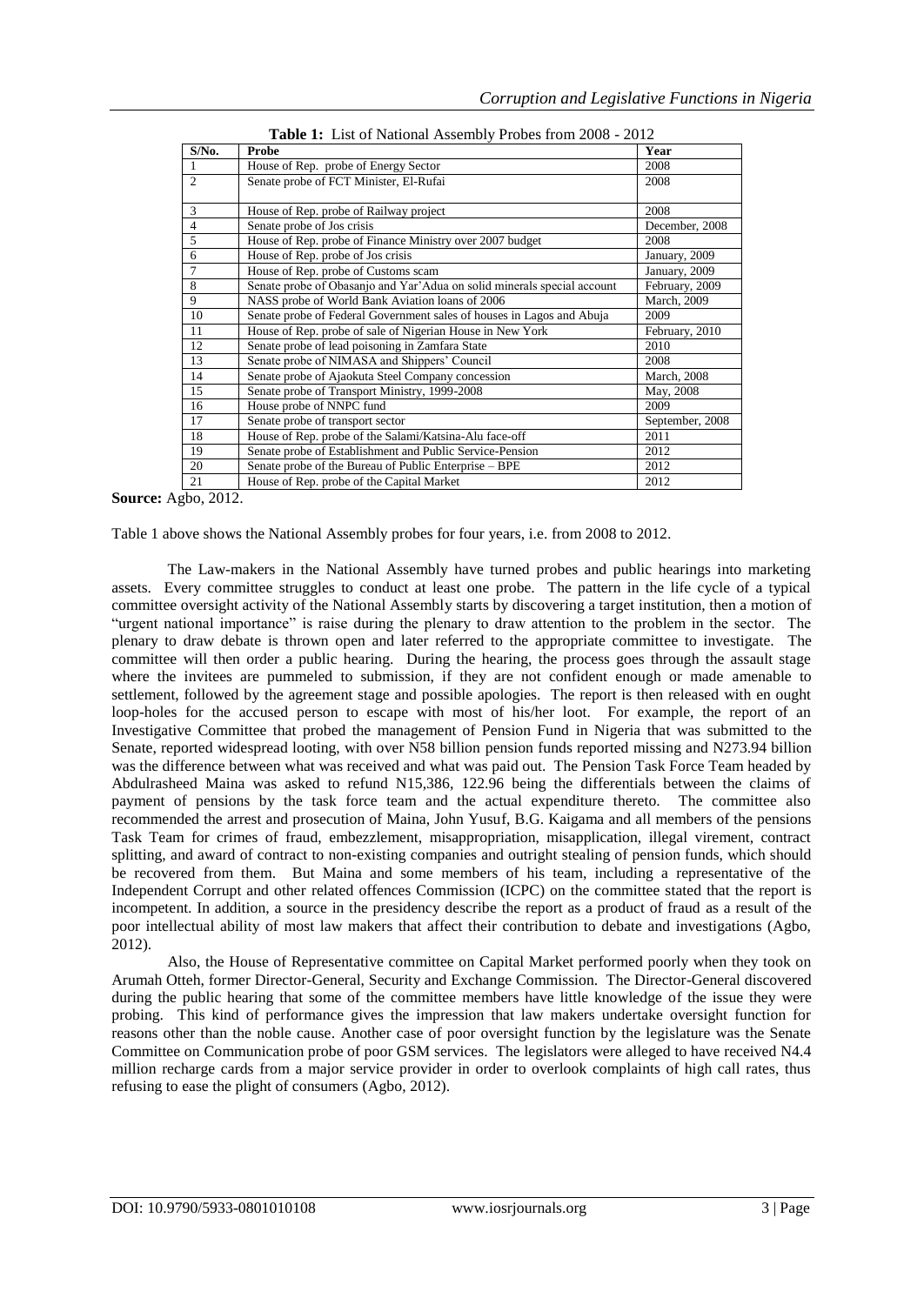**Table 1:** List of National Assembly Probes from 2008 - 2012

| S/No. | Probe | Year |
|---|---|---|
| 1 | House of Rep. probe of Energy Sector | 2008 |
| 2 | Senate probe of FCT Minister, El-Rufai | 2008 |
| 3 | House of Rep. probe of Railway project | 2008 |
| 4 | Senate probe of Jos crisis | December, 2008 |
| 5 | House of Rep. probe of Finance Ministry over 2007 budget | 2008 |
| 6 | House of Rep. probe of Jos crisis | January, 2009 |
| 7 | House of Rep. probe of Customs scam | January, 2009 |
| 8 | Senate probe of Obasanjo and Yar'Adua on solid minerals special account | February, 2009 |
| 9 | NASS probe of World Bank Aviation loans of 2006 | March, 2009 |
| 10 | Senate probe of Federal Government sales of houses in Lagos and Abuja | 2009 |
| 11 | House of Rep. probe of sale of Nigerian House in New York | February, 2010 |
| 12 | Senate probe of lead poisoning in Zamfara State | 2010 |
| 13 | Senate probe of NIMASA and Shippers' Council | 2008 |
| 14 | Senate probe of Ajaokuta Steel Company concession | March, 2008 |
| 15 | Senate probe of Transport Ministry, 1999-2008 | May, 2008 |
| 16 | House probe of NNPC fund | 2009 |
| 17 | Senate probe of transport sector | September, 2008 |
| 18 | House of Rep. probe of the Salami/Katsina-Alu face-off | 2011 |
| 19 | Senate probe of Establishment and Public Service-Pension | 2012 |
| 20 | Senate probe of the Bureau of Public Enterprise – BPE | 2012 |
| 21 | House of Rep. probe of the Capital Market | 2012 |

**Source:** Agbo, 2012.

Table 1 above shows the National Assembly probes for four years, i.e. from 2008 to 2012.

The Law-makers in the National Assembly have turned probes and public hearings into marketing assets. Every committee struggles to conduct at least one probe. The pattern in the life cycle of a typical committee oversight activity of the National Assembly starts by discovering a target institution, then a motion of "urgent national importance" is raise during the plenary to draw attention to the problem in the sector. The plenary to draw debate is thrown open and later referred to the appropriate committee to investigate. The committee will then order a public hearing. During the hearing, the process goes through the assault stage where the invitees are pummeled to submission, if they are not confident enough or made amenable to settlement, followed by the agreement stage and possible apologies. The report is then released with en ought loop-holes for the accused person to escape with most of his/her loot. For example, the report of an Investigative Committee that probed the management of Pension Fund in Nigeria that was submitted to the Senate, reported widespread looting, with over N58 billion pension funds reported missing and N273.94 billion was the difference between what was received and what was paid out. The Pension Task Force Team headed by Abdulrasheed Maina was asked to refund N15,386, 122.96 being the differentials between the claims of payment of pensions by the task force team and the actual expenditure thereto. The committee also recommended the arrest and prosecution of Maina, John Yusuf, B.G. Kaigama and all members of the pensions Task Team for crimes of fraud, embezzlement, misappropriation, misapplication, illegal virement, contract splitting, and award of contract to non-existing companies and outright stealing of pension funds, which should be recovered from them. But Maina and some members of his team, including a representative of the Independent Corrupt and other related offences Commission (ICPC) on the committee stated that the report is incompetent. In addition, a source in the presidency describe the report as a product of fraud as a result of the poor intellectual ability of most law makers that affect their contribution to debate and investigations (Agbo, 2012).

Also, the House of Representative committee on Capital Market performed poorly when they took on Arumah Otteh, former Director-General, Security and Exchange Commission. The Director-General discovered during the public hearing that some of the committee members have little knowledge of the issue they were probing. This kind of performance gives the impression that law makers undertake oversight function for reasons other than the noble cause. Another case of poor oversight function by the legislature was the Senate Committee on Communication probe of poor GSM services. The legislators were alleged to have received N4.4 million recharge cards from a major service provider in order to overlook complaints of high call rates, thus refusing to ease the plight of consumers (Agbo, 2012).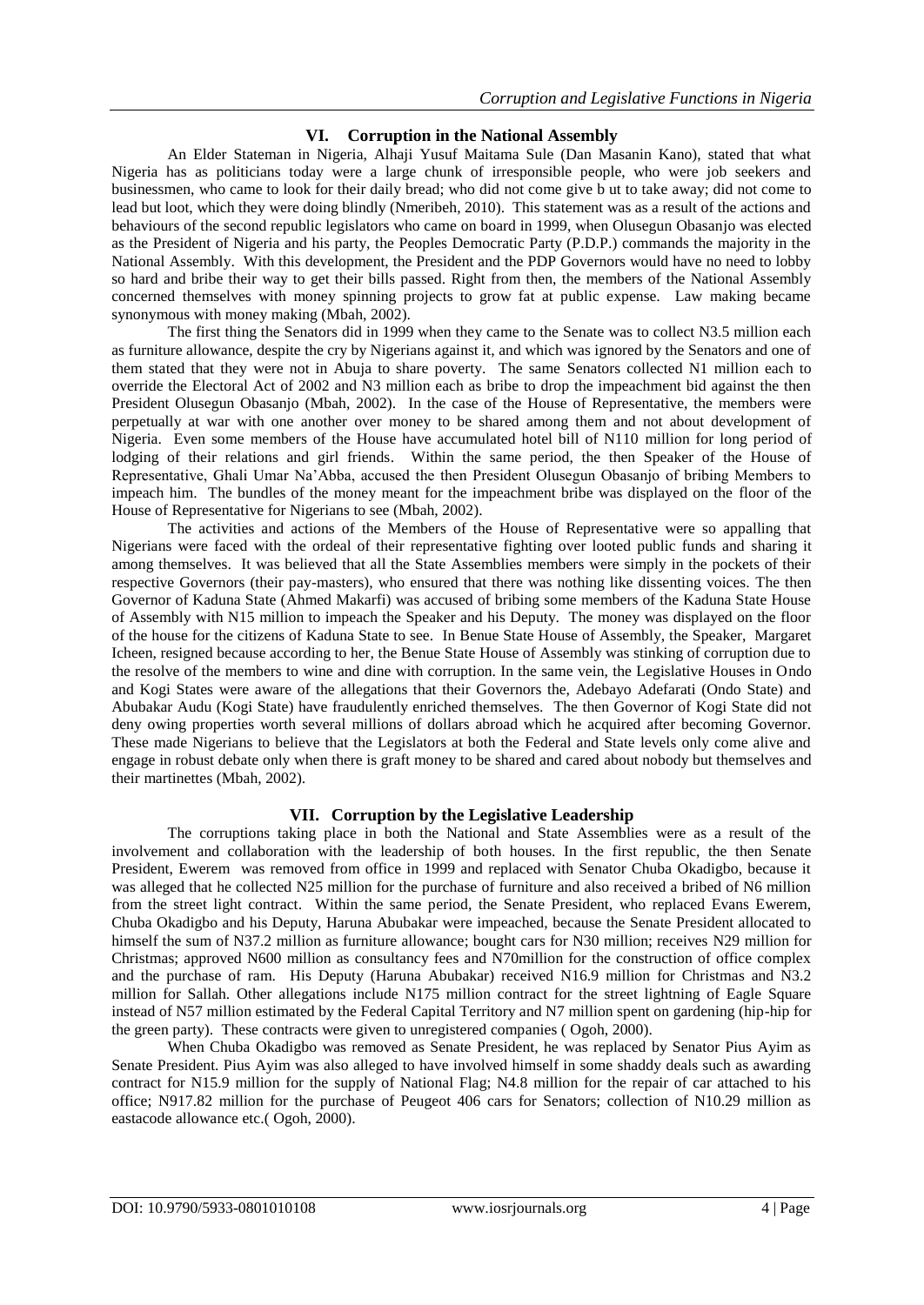## VI. Corruption in the National Assembly

An Elder Stateman in Nigeria, Alhaji Yusuf Maitama Sule (Dan Masanin Kano), stated that what Nigeria has as politicians today were a large chunk of irresponsible people, who were job seekers and businessmen, who came to look for their daily bread; who did not come give b ut to take away; did not come to lead but loot, which they were doing blindly (Nmeribeh, 2010). This statement was as a result of the actions and behaviours of the second republic legislators who came on board in 1999, when Olusegun Obasanjo was elected as the President of Nigeria and his party, the Peoples Democratic Party (P.D.P.) commands the majority in the National Assembly. With this development, the President and the PDP Governors would have no need to lobby so hard and bribe their way to get their bills passed. Right from then, the members of the National Assembly concerned themselves with money spinning projects to grow fat at public expense. Law making became synonymous with money making (Mbah, 2002).

The first thing the Senators did in 1999 when they came to the Senate was to collect N3.5 million each as furniture allowance, despite the cry by Nigerians against it, and which was ignored by the Senators and one of them stated that they were not in Abuja to share poverty. The same Senators collected N1 million each to override the Electoral Act of 2002 and N3 million each as bribe to drop the impeachment bid against the then President Olusegun Obasanjo (Mbah, 2002). In the case of the House of Representative, the members were perpetually at war with one another over money to be shared among them and not about development of Nigeria. Even some members of the House have accumulated hotel bill of N110 million for long period of lodging of their relations and girl friends. Within the same period, the then Speaker of the House of Representative, Ghali Umar Na'Abba, accused the then President Olusegun Obasanjo of bribing Members to impeach him. The bundles of the money meant for the impeachment bribe was displayed on the floor of the House of Representative for Nigerians to see (Mbah, 2002).

The activities and actions of the Members of the House of Representative were so appalling that Nigerians were faced with the ordeal of their representative fighting over looted public funds and sharing it among themselves. It was believed that all the State Assemblies members were simply in the pockets of their respective Governors (their pay-masters), who ensured that there was nothing like dissenting voices. The then Governor of Kaduna State (Ahmed Makarfi) was accused of bribing some members of the Kaduna State House of Assembly with N15 million to impeach the Speaker and his Deputy. The money was displayed on the floor of the house for the citizens of Kaduna State to see. In Benue State House of Assembly, the Speaker, Margaret Icheen, resigned because according to her, the Benue State House of Assembly was stinking of corruption due to the resolve of the members to wine and dine with corruption. In the same vein, the Legislative Houses in Ondo and Kogi States were aware of the allegations that their Governors the, Adebayo Adefarati (Ondo State) and Abubakar Audu (Kogi State) have fraudulently enriched themselves. The then Governor of Kogi State did not deny owing properties worth several millions of dollars abroad which he acquired after becoming Governor. These made Nigerians to believe that the Legislators at both the Federal and State levels only come alive and engage in robust debate only when there is graft money to be shared and cared about nobody but themselves and their martinettes (Mbah, 2002).

## VII. Corruption by the Legislative Leadership

The corruptions taking place in both the National and State Assemblies were as a result of the involvement and collaboration with the leadership of both houses. In the first republic, the then Senate President, Ewerem was removed from office in 1999 and replaced with Senator Chuba Okadigbo, because it was alleged that he collected N25 million for the purchase of furniture and also received a bribed of N6 million from the street light contract. Within the same period, the Senate President, who replaced Evans Ewerem, Chuba Okadigbo and his Deputy, Haruna Abubakar were impeached, because the Senate President allocated to himself the sum of N37.2 million as furniture allowance; bought cars for N30 million; receives N29 million for Christmas; approved N600 million as consultancy fees and N70million for the construction of office complex and the purchase of ram. His Deputy (Haruna Abubakar) received N16.9 million for Christmas and N3.2 million for Sallah. Other allegations include N175 million contract for the street lightning of Eagle Square instead of N57 million estimated by the Federal Capital Territory and N7 million spent on gardening (hip-hip for the green party). These contracts were given to unregistered companies ( Ogoh, 2000).

When Chuba Okadigbo was removed as Senate President, he was replaced by Senator Pius Ayim as Senate President. Pius Ayim was also alleged to have involved himself in some shaddy deals such as awarding contract for N15.9 million for the supply of National Flag; N4.8 million for the repair of car attached to his office; N917.82 million for the purchase of Peugeot 406 cars for Senators; collection of N10.29 million as eastacode allowance etc.( Ogoh, 2000).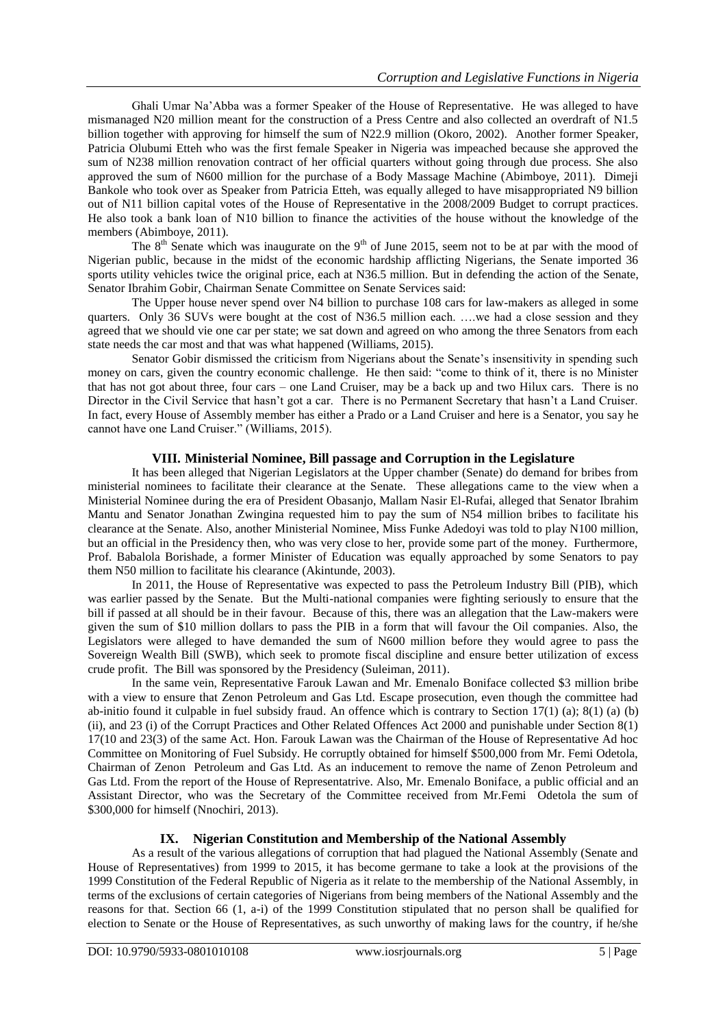Ghali Umar Na'Abba was a former Speaker of the House of Representative. He was alleged to have mismanaged N20 million meant for the construction of a Press Centre and also collected an overdraft of N1.5 billion together with approving for himself the sum of N22.9 million (Okoro, 2002). Another former Speaker, Patricia Olubumi Etteh who was the first female Speaker in Nigeria was impeached because she approved the sum of N238 million renovation contract of her official quarters without going through due process. She also approved the sum of N600 million for the purchase of a Body Massage Machine (Abimboye, 2011). Dimeji Bankole who took over as Speaker from Patricia Etteh, was equally alleged to have misappropriated N9 billion out of N11 billion capital votes of the House of Representative in the 2008/2009 Budget to corrupt practices. He also took a bank loan of N10 billion to finance the activities of the house without the knowledge of the members (Abimboye, 2011).

The 8th Senate which was inaugurate on the 9th of June 2015, seem not to be at par with the mood of Nigerian public, because in the midst of the economic hardship afflicting Nigerians, the Senate imported 36 sports utility vehicles twice the original price, each at N36.5 million. But in defending the action of the Senate, Senator Ibrahim Gobir, Chairman Senate Committee on Senate Services said:

> The Upper house never spend over N4 billion to purchase 108 cars for law-makers as alleged in some quarters. Only 36 SUVs were bought at the cost of N36.5 million each. ….we had a close session and they agreed that we should vie one car per state; we sat down and agreed on who among the three Senators from each state needs the car most and that was what happened (Williams, 2015).

Senator Gobir dismissed the criticism from Nigerians about the Senate's insensitivity in spending such money on cars, given the country economic challenge. He then said: "come to think of it, there is no Minister that has not got about three, four cars – one Land Cruiser, may be a back up and two Hilux cars. There is no Director in the Civil Service that hasn't got a car. There is no Permanent Secretary that hasn't a Land Cruiser. In fact, every House of Assembly member has either a Prado or a Land Cruiser and here is a Senator, you say he cannot have one Land Cruiser." (Williams, 2015).

## VIII. Ministerial Nominee, Bill passage and Corruption in the Legislature

It has been alleged that Nigerian Legislators at the Upper chamber (Senate) do demand for bribes from ministerial nominees to facilitate their clearance at the Senate. These allegations came to the view when a Ministerial Nominee during the era of President Obasanjo, Mallam Nasir El-Rufai, alleged that Senator Ibrahim Mantu and Senator Jonathan Zwingina requested him to pay the sum of N54 million bribes to facilitate his clearance at the Senate. Also, another Ministerial Nominee, Miss Funke Adedoyi was told to play N100 million, but an official in the Presidency then, who was very close to her, provide some part of the money. Furthermore, Prof. Babalola Borishade, a former Minister of Education was equally approached by some Senators to pay them N50 million to facilitate his clearance (Akintunde, 2003).

In 2011, the House of Representative was expected to pass the Petroleum Industry Bill (PIB), which was earlier passed by the Senate. But the Multi-national companies were fighting seriously to ensure that the bill if passed at all should be in their favour. Because of this, there was an allegation that the Law-makers were given the sum of $10 million dollars to pass the PIB in a form that will favour the Oil companies. Also, the Legislators were alleged to have demanded the sum of N600 million before they would agree to pass the Sovereign Wealth Bill (SWB), which seek to promote fiscal discipline and ensure better utilization of excess crude profit. The Bill was sponsored by the Presidency (Suleiman, 2011).

In the same vein, Representative Farouk Lawan and Mr. Emenalo Boniface collected $3 million bribe with a view to ensure that Zenon Petroleum and Gas Ltd. Escape prosecution, even though the committee had ab-initio found it culpable in fuel subsidy fraud. An offence which is contrary to Section 17(1) (a); 8(1) (a) (b) (ii), and 23 (i) of the Corrupt Practices and Other Related Offences Act 2000 and punishable under Section 8(1) 17(10 and 23(3) of the same Act. Hon. Farouk Lawan was the Chairman of the House of Representative Ad hoc Committee on Monitoring of Fuel Subsidy. He corruptly obtained for himself $500,000 from Mr. Femi Odetola, Chairman of Zenon Petroleum and Gas Ltd. As an inducement to remove the name of Zenon Petroleum and Gas Ltd. From the report of the House of Representatrive. Also, Mr. Emenalo Boniface, a public official and an Assistant Director, who was the Secretary of the Committee received from Mr.Femi Odetola the sum of $300,000 for himself (Nnochiri, 2013).

## IX. Nigerian Constitution and Membership of the National Assembly

As a result of the various allegations of corruption that had plagued the National Assembly (Senate and House of Representatives) from 1999 to 2015, it has become germane to take a look at the provisions of the 1999 Constitution of the Federal Republic of Nigeria as it relate to the membership of the National Assembly, in terms of the exclusions of certain categories of Nigerians from being members of the National Assembly and the reasons for that. Section 66 (1, a-i) of the 1999 Constitution stipulated that no person shall be qualified for election to Senate or the House of Representatives, as such unworthy of making laws for the country, if he/she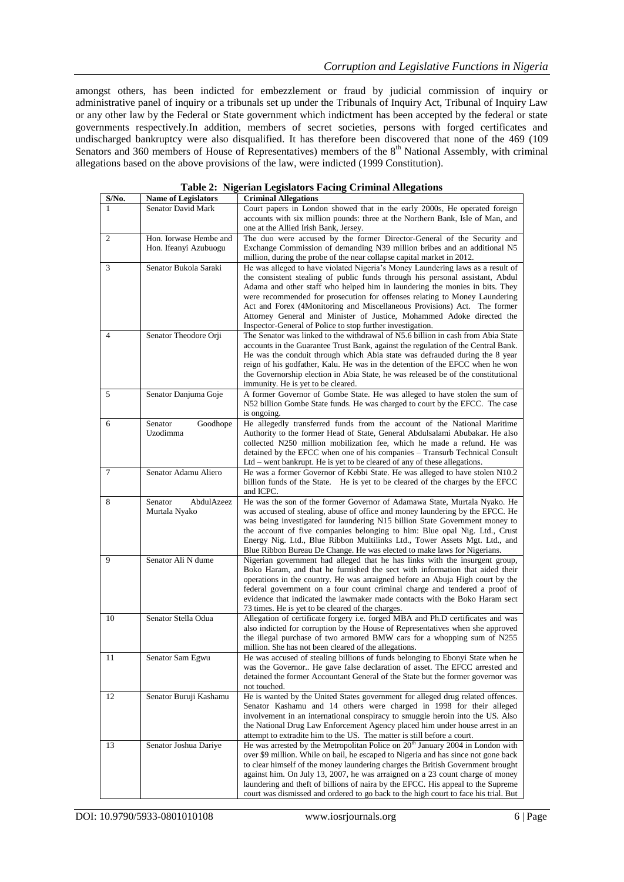amongst others, has been indicted for embezzlement or fraud by judicial commission of inquiry or administrative panel of inquiry or a tribunals set up under the Tribunals of Inquiry Act, Tribunal of Inquiry Law or any other law by the Federal or State government which indictment has been accepted by the federal or state governments respectively.In addition, members of secret societies, persons with forged certificates and undischarged bankruptcy were also disqualified. It has therefore been discovered that none of the 469 (109 Senators and 360 members of House of Representatives) members of the 8th National Assembly, with criminal allegations based on the above provisions of the law, were indicted (1999 Constitution).

**Table 2: Nigerian Legislators Facing Criminal Allegations**

| S/No. | Name of Legislators | Criminal Allegations |
|---|---|---|
| 1 | Senator David Mark | Court papers in London showed that in the early 2000s, He operated foreign accounts with six million pounds: three at the Northern Bank, Isle of Man, and one at the Allied Irish Bank, Jersey. |
| 2 | Hon. Iorwase Hembe and Hon. Ifeanyi Azubuogu | The duo were accused by the former Director-General of the Security and Exchange Commission of demanding N39 million bribes and an additional N5 million, during the probe of the near collapse capital market in 2012. |
| 3 | Senator Bukola Saraki | He was alleged to have violated Nigeria's Money Laundering laws as a result of the consistent stealing of public funds through his personal assistant, Abdul Adama and other staff who helped him in laundering the monies in bits. They were recommended for prosecution for offenses relating to Money Laundering Act and Forex (4Monitoring and Miscellaneous Provisions) Act. The former Attorney General and Minister of Justice, Mohammed Adoke directed the Inspector-General of Police to stop further investigation. |
| 4 | Senator Theodore Orji | The Senator was linked to the withdrawal of N5.6 billion in cash from Abia State accounts in the Guarantee Trust Bank, against the regulation of the Central Bank. He was the conduit through which Abia state was defrauded during the 8 year reign of his godfather, Kalu. He was in the detention of the EFCC when he won the Governorship election in Abia State, he was released be of the constitutional immunity. He is yet to be cleared. |
| 5 | Senator Danjuma Goje | A former Governor of Gombe State. He was alleged to have stolen the sum of N52 billion Gombe State funds. He was charged to court by the EFCC. The case is ongoing. |
| 6 | Senator Goodhope Uzodimma | He allegedly transferred funds from the account of the National Maritime Authority to the former Head of State, General Abdulsalami Abubakar. He also collected N250 million mobilization fee, which he made a refund. He was detained by the EFCC when one of his companies – Transurb Technical Consult Ltd – went bankrupt. He is yet to be cleared of any of these allegations. |
| 7 | Senator Adamu Aliero | He was a former Governor of Kebbi State. He was alleged to have stolen N10.2 billion funds of the State. He is yet to be cleared of the charges by the EFCC and ICPC. |
| 8 | Senator AbdulAzeez Murtala Nyako | He was the son of the former Governor of Adamawa State, Murtala Nyako. He was accused of stealing, abuse of office and money laundering by the EFCC. He was being investigated for laundering N15 billion State Government money to the account of five companies belonging to him: Blue opal Nig. Ltd., Crust Energy Nig. Ltd., Blue Ribbon Multilinks Ltd., Tower Assets Mgt. Ltd., and Blue Ribbon Bureau De Change. He was elected to make laws for Nigerians. |
| 9 | Senator Ali N dume | Nigerian government had alleged that he has links with the insurgent group, Boko Haram, and that he furnished the sect with information that aided their operations in the country. He was arraigned before an Abuja High court by the federal government on a four count criminal charge and tendered a proof of evidence that indicated the lawmaker made contacts with the Boko Haram sect 73 times. He is yet to be cleared of the charges. |
| 10 | Senator Stella Odua | Allegation of certificate forgery i.e. forged MBA and Ph.D certificates and was also indicted for corruption by the House of Representatives when she approved the illegal purchase of two armored BMW cars for a whopping sum of N255 million. She has not been cleared of the allegations. |
| 11 | Senator Sam Egwu | He was accused of stealing billions of funds belonging to Ebonyi State when he was the Governor.. He gave false declaration of asset. The EFCC arrested and detained the former Accountant General of the State but the former governor was not touched. |
| 12 | Senator Buruji Kashamu | He is wanted by the United States government for alleged drug related offences. Senator Kashamu and 14 others were charged in 1998 for their alleged involvement in an international conspiracy to smuggle heroin into the US. Also the National Drug Law Enforcement Agency placed him under house arrest in an attempt to extradite him to the US. The matter is still before a court. |
| 13 | Senator Joshua Dariye | He was arrested by the Metropolitan Police on 20th January 2004 in London with over $9 million. While on bail, he escaped to Nigeria and has since not gone back to clear himself of the money laundering charges the British Government brought against him. On July 13, 2007, he was arraigned on a 23 count charge of money laundering and theft of billions of naira by the EFCC. His appeal to the Supreme court was dismissed and ordered to go back to the high court to face his trial. But |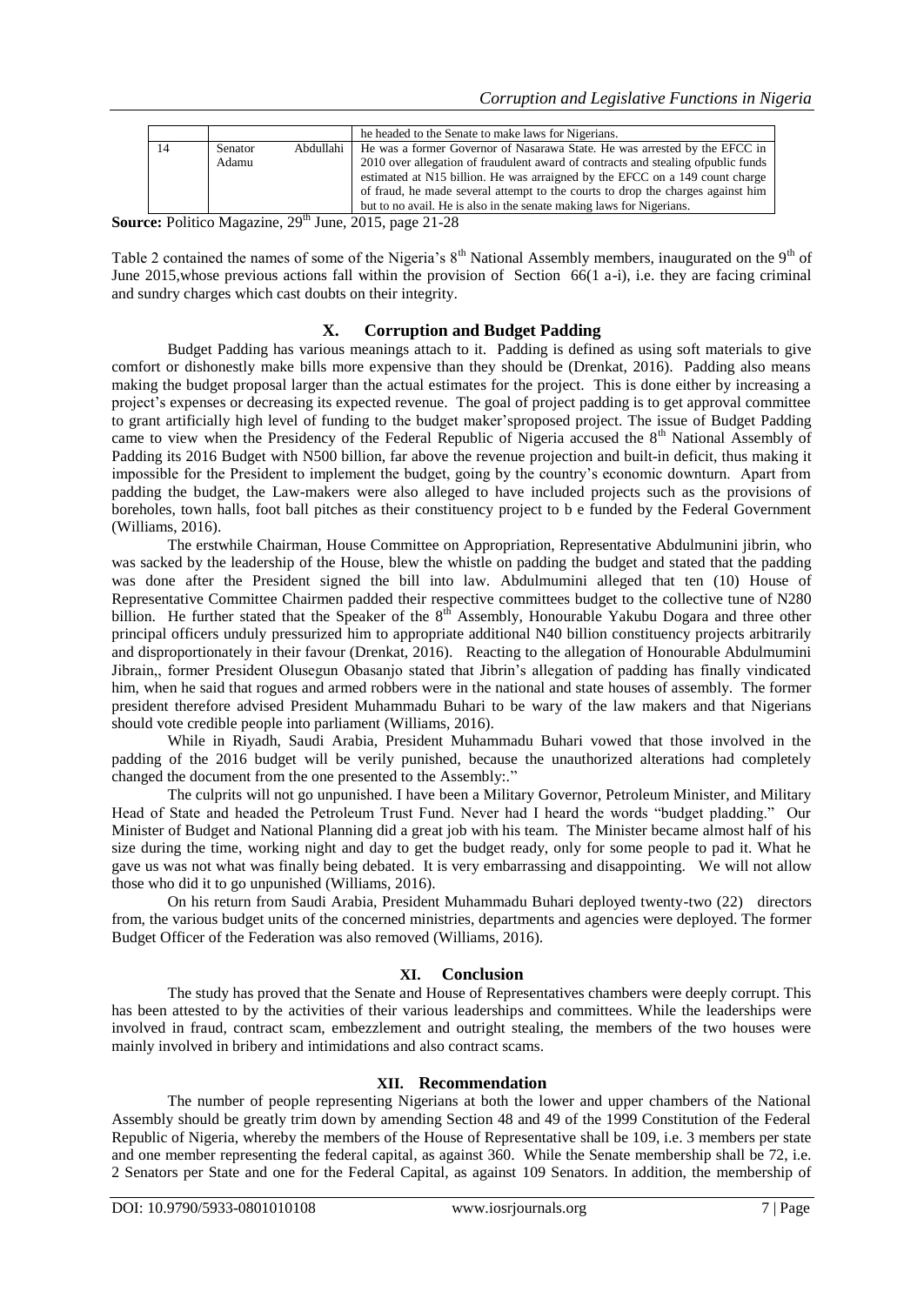|  |  | he headed to the Senate to make laws for Nigerians. |
|---|---|---|
| 14 | Senator Abdullahi Adamu | He was a former Governor of Nasarawa State. He was arrested by the EFCC in 2010 over allegation of fraudulent award of contracts and stealing ofpublic funds estimated at N15 billion. He was arraigned by the EFCC on a 149 count charge of fraud, he made several attempt to the courts to drop the charges against him but to no avail. He is also in the senate making laws for Nigerians. |

**Source:** Politico Magazine, 29th June, 2015, page 21-28

Table 2 contained the names of some of the Nigeria's 8th National Assembly members, inaugurated on the 9th of June 2015,whose previous actions fall within the provision of Section 66(1 a-i), i.e. they are facing criminal and sundry charges which cast doubts on their integrity.

## X. Corruption and Budget Padding

Budget Padding has various meanings attach to it. Padding is defined as using soft materials to give comfort or dishonestly make bills more expensive than they should be (Drenkat, 2016). Padding also means making the budget proposal larger than the actual estimates for the project. This is done either by increasing a project's expenses or decreasing its expected revenue. The goal of project padding is to get approval committee to grant artificially high level of funding to the budget maker'sproposed project. The issue of Budget Padding came to view when the Presidency of the Federal Republic of Nigeria accused the 8th National Assembly of Padding its 2016 Budget with N500 billion, far above the revenue projection and built-in deficit, thus making it impossible for the President to implement the budget, going by the country's economic downturn. Apart from padding the budget, the Law-makers were also alleged to have included projects such as the provisions of boreholes, town halls, foot ball pitches as their constituency project to b e funded by the Federal Government (Williams, 2016).

The erstwhile Chairman, House Committee on Appropriation, Representative Abdulmunini jibrin, who was sacked by the leadership of the House, blew the whistle on padding the budget and stated that the padding was done after the President signed the bill into law. Abdulmumini alleged that ten (10) House of Representative Committee Chairmen padded their respective committees budget to the collective tune of N280 billion. He further stated that the Speaker of the 8th Assembly, Honourable Yakubu Dogara and three other principal officers unduly pressurized him to appropriate additional N40 billion constituency projects arbitrarily and disproportionately in their favour (Drenkat, 2016). Reacting to the allegation of Honourable Abdulmumini Jibrain,, former President Olusegun Obasanjo stated that Jibrin's allegation of padding has finally vindicated him, when he said that rogues and armed robbers were in the national and state houses of assembly. The former president therefore advised President Muhammadu Buhari to be wary of the law makers and that Nigerians should vote credible people into parliament (Williams, 2016).

While in Riyadh, Saudi Arabia, President Muhammadu Buhari vowed that those involved in the padding of the 2016 budget will be verily punished, because the unauthorized alterations had completely changed the document from the one presented to the Assembly:."

The culprits will not go unpunished. I have been a Military Governor, Petroleum Minister, and Military Head of State and headed the Petroleum Trust Fund. Never had I heard the words "budget pladding." Our Minister of Budget and National Planning did a great job with his team. The Minister became almost half of his size during the time, working night and day to get the budget ready, only for some people to pad it. What he gave us was not what was finally being debated. It is very embarrassing and disappointing. We will not allow those who did it to go unpunished (Williams, 2016).

On his return from Saudi Arabia, President Muhammadu Buhari deployed twenty-two (22) directors from, the various budget units of the concerned ministries, departments and agencies were deployed. The former Budget Officer of the Federation was also removed (Williams, 2016).

## XI. Conclusion

The study has proved that the Senate and House of Representatives chambers were deeply corrupt. This has been attested to by the activities of their various leaderships and committees. While the leaderships were involved in fraud, contract scam, embezzlement and outright stealing, the members of the two houses were mainly involved in bribery and intimidations and also contract scams.

## XII. Recommendation

The number of people representing Nigerians at both the lower and upper chambers of the National Assembly should be greatly trim down by amending Section 48 and 49 of the 1999 Constitution of the Federal Republic of Nigeria, whereby the members of the House of Representative shall be 109, i.e. 3 members per state and one member representing the federal capital, as against 360. While the Senate membership shall be 72, i.e. 2 Senators per State and one for the Federal Capital, as against 109 Senators. In addition, the membership of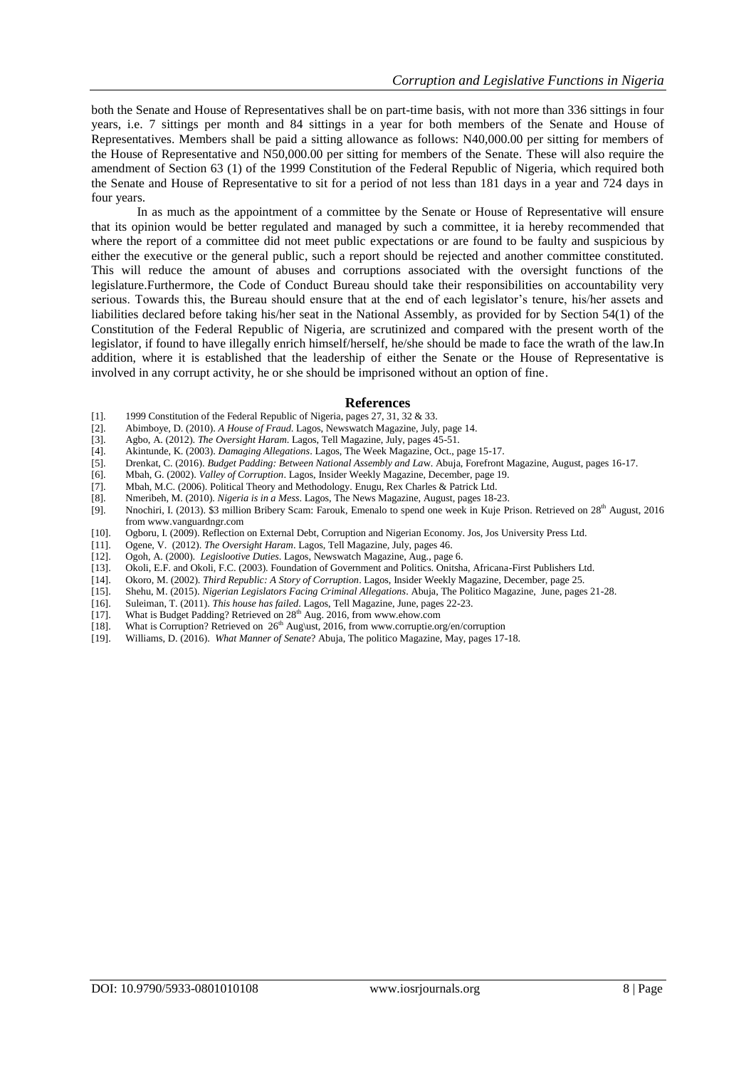both the Senate and House of Representatives shall be on part-time basis, with not more than 336 sittings in four years, i.e. 7 sittings per month and 84 sittings in a year for both members of the Senate and House of Representatives. Members shall be paid a sitting allowance as follows: N40,000.00 per sitting for members of the House of Representative and N50,000.00 per sitting for members of the Senate. These will also require the amendment of Section 63 (1) of the 1999 Constitution of the Federal Republic of Nigeria, which required both the Senate and House of Representative to sit for a period of not less than 181 days in a year and 724 days in four years.

In as much as the appointment of a committee by the Senate or House of Representative will ensure that its opinion would be better regulated and managed by such a committee, it ia hereby recommended that where the report of a committee did not meet public expectations or are found to be faulty and suspicious by either the executive or the general public, such a report should be rejected and another committee constituted. This will reduce the amount of abuses and corruptions associated with the oversight functions of the legislature.Furthermore, the Code of Conduct Bureau should take their responsibilities on accountability very serious. Towards this, the Bureau should ensure that at the end of each legislator's tenure, his/her assets and liabilities declared before taking his/her seat in the National Assembly, as provided for by Section 54(1) of the Constitution of the Federal Republic of Nigeria, are scrutinized and compared with the present worth of the legislator, if found to have illegally enrich himself/herself, he/she should be made to face the wrath of the law.In addition, where it is established that the leadership of either the Senate or the House of Representative is involved in any corrupt activity, he or she should be imprisoned without an option of fine.

## References

[1]. 1999 Constitution of the Federal Republic of Nigeria, pages 27, 31, 32 & 33.
[2]. Abimboye, D. (2010). *A House of Fraud*. Lagos, Newswatch Magazine, July, page 14.
[3]. Agbo, A. (2012). *The Oversight Haram*. Lagos, Tell Magazine, July, pages 45-51.
[4]. Akintunde, K. (2003). *Damaging Allegations*. Lagos, The Week Magazine, Oct., page 15-17.
[5]. Drenkat, C. (2016). *Budget Padding: Between National Assembly and Law*. Abuja, Forefront Magazine, August, pages 16-17.
[6]. Mbah, G. (2002). *Valley of Corruption*. Lagos, Insider Weekly Magazine, December, page 19.
[7]. Mbah, M.C. (2006). Political Theory and Methodology. Enugu, Rex Charles & Patrick Ltd.
[8]. Nmeribeh, M. (2010). *Nigeria is in a Mess*. Lagos, The News Magazine, August, pages 18-23.
[9]. Nnochiri, I. (2013). $3 million Bribery Scam: Farouk, Emenalo to spend one week in Kuje Prison. Retrieved on 28th August, 2016 from www.vanguardngr.com
[10]. Ogboru, I. (2009). Reflection on External Debt, Corruption and Nigerian Economy. Jos, Jos University Press Ltd.
[11]. Ogene, V. (2012). *The Oversight Haram*. Lagos, Tell Magazine, July, pages 46.
[12]. Ogoh, A. (2000). *Legislootive Duties*. Lagos, Newswatch Magazine, Aug., page 6.
[13]. Okoli, E.F. and Okoli, F.C. (2003). Foundation of Government and Politics. Onitsha, Africana-First Publishers Ltd.
[14]. Okoro, M. (2002). *Third Republic: A Story of Corruption*. Lagos, Insider Weekly Magazine, December, page 25.
[15]. Shehu, M. (2015). *Nigerian Legislators Facing Criminal Allegations*. Abuja, The Politico Magazine, June, pages 21-28.
[16]. Suleiman, T. (2011). *This house has failed*. Lagos, Tell Magazine, June, pages 22-23.
[17]. What is Budget Padding? Retrieved on 28th Aug. 2016, from www.ehow.com
[18]. What is Corruption? Retrieved on 26th Aug\ust, 2016, from www.corruptie.org/en/corruption
[19]. Williams, D. (2016). *What Manner of Senate*? Abuja, The politico Magazine, May, pages 17-18.